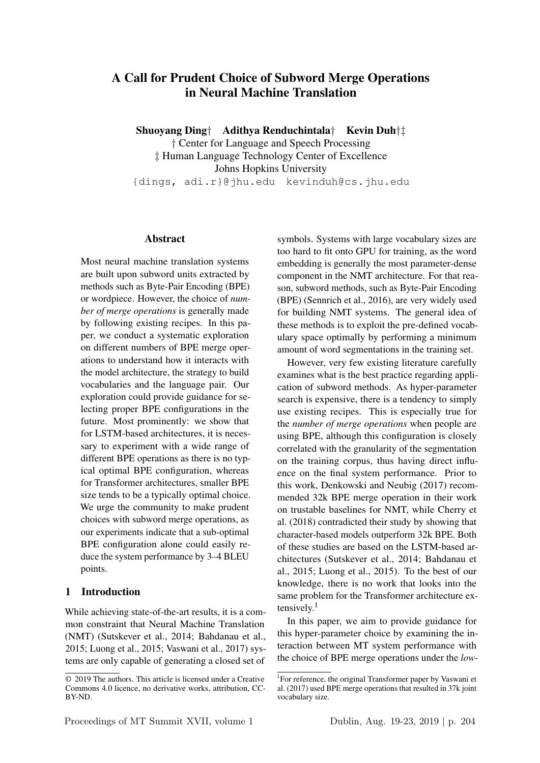# A Call for Prudent Choice of Subword Merge Operations in Neural Machine Translation

**Shuoyang Ding† Adithya Renduchintala† Kevin Duh†‡**

† Center for Language and Speech Processing
‡ Human Language Technology Center of Excellence
Johns Hopkins University
{dings, adi.r}@jhu.edu kevinduh@cs.jhu.edu

## Abstract

Most neural machine translation systems are built upon subword units extracted by methods such as Byte-Pair Encoding (BPE) or wordpiece. However, the choice of *number of merge operations* is generally made by following existing recipes. In this paper, we conduct a systematic exploration on different numbers of BPE merge operations to understand how it interacts with the model architecture, the strategy to build vocabularies and the language pair. Our exploration could provide guidance for selecting proper BPE configurations in the future. Most prominently: we show that for LSTM-based architectures, it is necessary to experiment with a wide range of different BPE operations as there is no typical optimal BPE configuration, whereas for Transformer architectures, smaller BPE size tends to be a typically optimal choice. We urge the community to make prudent choices with subword merge operations, as our experiments indicate that a sub-optimal BPE configuration alone could easily reduce the system performance by 3–4 BLEU points.

## 1 Introduction

While achieving state-of-the-art results, it is a common constraint that Neural Machine Translation (NMT) (Sutskever et al., 2014; Bahdanau et al., 2015; Luong et al., 2015; Vaswani et al., 2017) systems are only capable of generating a closed set of symbols. Systems with large vocabulary sizes are too hard to fit onto GPU for training, as the word embedding is generally the most parameter-dense component in the NMT architecture. For that reason, subword methods, such as Byte-Pair Encoding (BPE) (Sennrich et al., 2016), are very widely used for building NMT systems. The general idea of these methods is to exploit the pre-defined vocabulary space optimally by performing a minimum amount of word segmentations in the training set.

However, very few existing literature carefully examines what is the best practice regarding application of subword methods. As hyper-parameter search is expensive, there is a tendency to simply use existing recipes. This is especially true for the *number of merge operations* when people are using BPE, although this configuration is closely correlated with the granularity of the segmentation on the training corpus, thus having direct influence on the final system performance. Prior to this work, Denkowski and Neubig (2017) recommended 32k BPE merge operation in their work on trustable baselines for NMT, while Cherry et al. (2018) contradicted their study by showing that character-based models outperform 32k BPE. Both of these studies are based on the LSTM-based architectures (Sutskever et al., 2014; Bahdanau et al., 2015; Luong et al., 2015). To the best of our knowledge, there is no work that looks into the same problem for the Transformer architecture extensively.[1]

In this paper, we aim to provide guidance for this hyper-parameter choice by examining the interaction between MT system performance with the choice of BPE merge operations under the *low-*

© 2019 The authors. This article is licensed under a Creative Commons 4.0 licence, no derivative works, attribution, CC-BY-ND.

[1] For reference, the original Transformer paper by Vaswani et al. (2017) used BPE merge operations that resulted in 37k joint vocabulary size.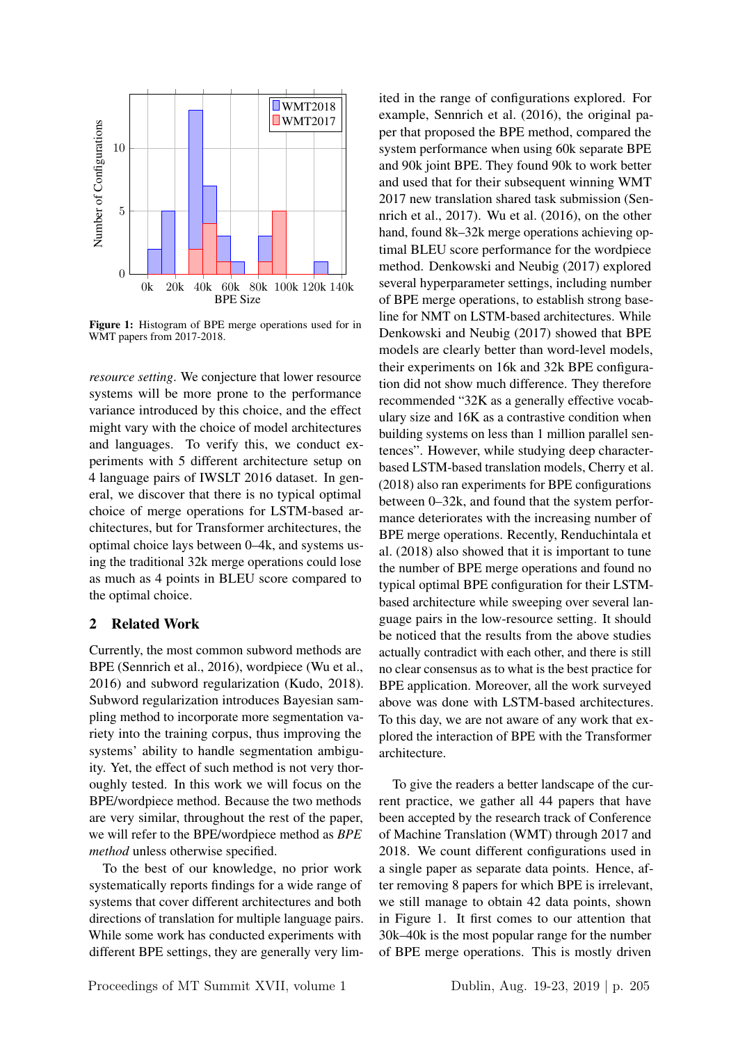Figure 1: Histogram of BPE merge operations used for in WMT papers from 2017-2018.

*resource setting*. We conjecture that lower resource systems will be more prone to the performance variance introduced by this choice, and the effect might vary with the choice of model architectures and languages. To verify this, we conduct experiments with 5 different architecture setup on 4 language pairs of IWSLT 2016 dataset. In general, we discover that there is no typical optimal choice of merge operations for LSTM-based architectures, but for Transformer architectures, the optimal choice lays between 0–4k, and systems using the traditional 32k merge operations could lose as much as 4 points in BLEU score compared to the optimal choice.

## 2 Related Work

Currently, the most common subword methods are BPE (Sennrich et al., 2016), wordpiece (Wu et al., 2016) and subword regularization (Kudo, 2018). Subword regularization introduces Bayesian sampling method to incorporate more segmentation variety into the training corpus, thus improving the systems' ability to handle segmentation ambiguity. Yet, the effect of such method is not very thoroughly tested. In this work we will focus on the BPE/wordpiece method. Because the two methods are very similar, throughout the rest of the paper, we will refer to the BPE/wordpiece method as *BPE method* unless otherwise specified.

To the best of our knowledge, no prior work systematically reports findings for a wide range of systems that cover different architectures and both directions of translation for multiple language pairs. While some work has conducted experiments with different BPE settings, they are generally very limited in the range of configurations explored. For example, Sennrich et al. (2016), the original paper that proposed the BPE method, compared the system performance when using 60k separate BPE and 90k joint BPE. They found 90k to work better and used that for their subsequent winning WMT 2017 new translation shared task submission (Sennrich et al., 2017). Wu et al. (2016), on the other hand, found 8k–32k merge operations achieving optimal BLEU score performance for the wordpiece method. Denkowski and Neubig (2017) explored several hyperparameter settings, including number of BPE merge operations, to establish strong baseline for NMT on LSTM-based architectures. While Denkowski and Neubig (2017) showed that BPE models are clearly better than word-level models, their experiments on 16k and 32k BPE configuration did not show much difference. They therefore recommended "32K as a generally effective vocabulary size and 16K as a contrastive condition when building systems on less than 1 million parallel sentences". However, while studying deep character-based LSTM-based translation models, Cherry et al. (2018) also ran experiments for BPE configurations between 0–32k, and found that the system performance deteriorates with the increasing number of BPE merge operations. Recently, Renduchintala et al. (2018) also showed that it is important to tune the number of BPE merge operations and found no typical optimal BPE configuration for their LSTM-based architecture while sweeping over several language pairs in the low-resource setting. It should be noticed that the results from the above studies actually contradict with each other, and there is still no clear consensus as to what is the best practice for BPE application. Moreover, all the work surveyed above was done with LSTM-based architectures. To this day, we are not aware of any work that explored the interaction of BPE with the Transformer architecture.

To give the readers a better landscape of the current practice, we gather all 44 papers that have been accepted by the research track of Conference of Machine Translation (WMT) through 2017 and 2018. We count different configurations used in a single paper as separate data points. Hence, after removing 8 papers for which BPE is irrelevant, we still manage to obtain 42 data points, shown in Figure 1. It first comes to our attention that 30k–40k is the most popular range for the number of BPE merge operations. This is mostly driven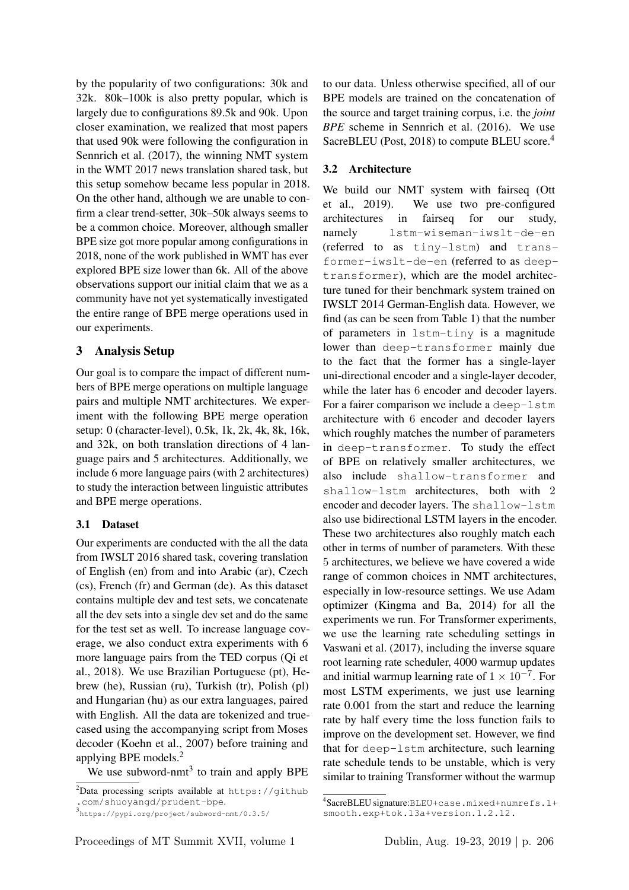by the popularity of two configurations: 30k and 32k. 80k–100k is also pretty popular, which is largely due to configurations 89.5k and 90k. Upon closer examination, we realized that most papers that used 90k were following the configuration in Sennrich et al. (2017), the winning NMT system in the WMT 2017 news translation shared task, but this setup somehow became less popular in 2018. On the other hand, although we are unable to confirm a clear trend-setter, 30k–50k always seems to be a common choice. Moreover, although smaller BPE size got more popular among configurations in 2018, none of the work published in WMT has ever explored BPE size lower than 6k. All of the above observations support our initial claim that we as a community have not yet systematically investigated the entire range of BPE merge operations used in our experiments.

## 3 Analysis Setup

Our goal is to compare the impact of different numbers of BPE merge operations on multiple language pairs and multiple NMT architectures. We experiment with the following BPE merge operation setup: 0 (character-level), 0.5k, 1k, 2k, 4k, 8k, 16k, and 32k, on both translation directions of 4 language pairs and 5 architectures. Additionally, we include 6 more language pairs (with 2 architectures) to study the interaction between linguistic attributes and BPE merge operations.

### 3.1 Dataset

Our experiments are conducted with the all the data from IWSLT 2016 shared task, covering translation of English (en) from and into Arabic (ar), Czech (cs), French (fr) and German (de). As this dataset contains multiple dev and test sets, we concatenate all the dev sets into a single dev set and do the same for the test set as well. To increase language coverage, we also conduct extra experiments with 6 more language pairs from the TED corpus (Qi et al., 2018). We use Brazilian Portuguese (pt), Hebrew (he), Russian (ru), Turkish (tr), Polish (pl) and Hungarian (hu) as our extra languages, paired with English. All the data are tokenized and truecased using the accompanying script from Moses decoder (Koehn et al., 2007) before training and applying BPE models.[2]

We use subword-nmt[3] to train and apply BPE to our data. Unless otherwise specified, all of our BPE models are trained on the concatenation of the source and target training corpus, i.e. the *joint BPE* scheme in Sennrich et al. (2016). We use SacreBLEU (Post, 2018) to compute BLEU score.[4]

### 3.2 Architecture

We build our NMT system with fairseq (Ott et al., 2019). We use two pre-configured architectures in fairseq for our study, namely `lstm-wiseman-iwslt-de-en` (referred to as `tiny-lstm`) and `transformer-iwslt-de-en` (referred to as `deep-transformer`), which are the model architecture tuned for their benchmark system trained on IWSLT 2014 German-English data. However, we find (as can be seen from Table 1) that the number of parameters in `lstm-tiny` is a magnitude lower than `deep-transformer` mainly due to the fact that the former has a single-layer uni-directional encoder and a single-layer decoder, while the later has 6 encoder and decoder layers. For a fairer comparison we include a `deep-lstm` architecture with 6 encoder and decoder layers which roughly matches the number of parameters in `deep-transformer`. To study the effect of BPE on relatively smaller architectures, we also include `shallow-transformer` and `shallow-lstm` architectures, both with 2 encoder and decoder layers. The `shallow-lstm` also use bidirectional LSTM layers in the encoder. These two architectures also roughly match each other in terms of number of parameters. With these 5 architectures, we believe we have covered a wide range of common choices in NMT architectures, especially in low-resource settings. We use Adam optimizer (Kingma and Ba, 2014) for all the experiments we run. For Transformer experiments, we use the learning rate scheduling settings in Vaswani et al. (2017), including the inverse square root learning rate scheduler, 4000 warmup updates and initial warmup learning rate of $1 \times 10^{-7}$. For most LSTM experiments, we just use learning rate 0.001 from the start and reduce the learning rate by half every time the loss function fails to improve on the development set. However, we find that for `deep-lstm` architecture, such learning rate schedule tends to be unstable, which is very similar to training Transformer without the warmup

---

[2] Data processing scripts available at `https://github.com/shuoyangd/prudent-bpe`.

[3] `https://pypi.org/project/subword-nmt/0.3.5/`

[4] SacreBLEU signature: `BLEU+case.mixed+numrefs.1+smooth.exp+tok.13a+version.1.2.12`.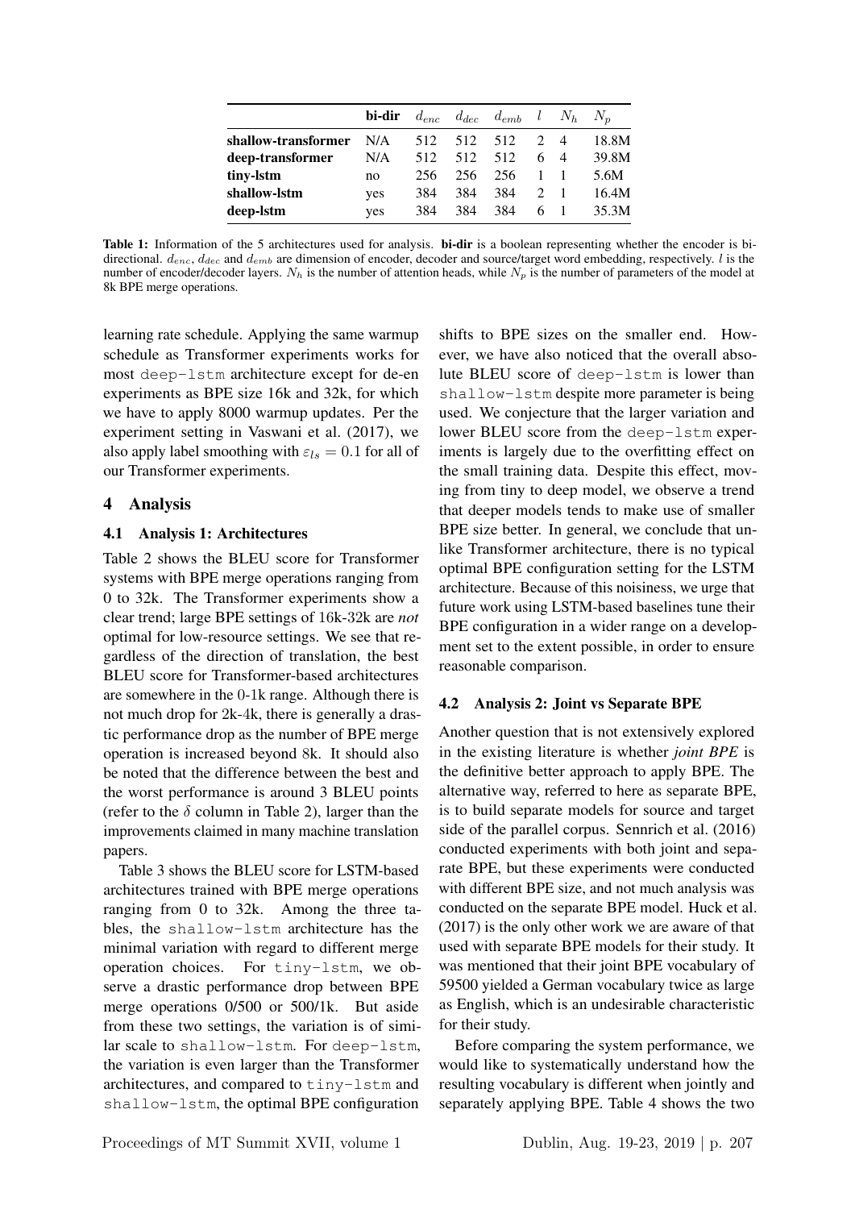| | **bi-dir** | $d_{enc}$ | $d_{dec}$ | $d_{emb}$ | $l$ | $N_h$ | $N_p$ |
|---|---|---|---|---|---|---|---|
| **shallow-transformer** | N/A | 512 | 512 | 512 | 2 | 4 | 18.8M |
| **deep-transformer** | N/A | 512 | 512 | 512 | 6 | 4 | 39.8M |
| **tiny-lstm** | no | 256 | 256 | 256 | 1 | 1 | 5.6M |
| **shallow-lstm** | yes | 384 | 384 | 384 | 2 | 1 | 16.4M |
| **deep-lstm** | yes | 384 | 384 | 384 | 6 | 1 | 35.3M |

**Table 1:** Information of the 5 architectures used for analysis. **bi-dir** is a boolean representing whether the encoder is bi-directional. $d_{enc}$, $d_{dec}$ and $d_{emb}$ are dimension of encoder, decoder and source/target word embedding, respectively. $l$ is the number of encoder/decoder layers. $N_h$ is the number of attention heads, while $N_p$ is the number of parameters of the model at 8k BPE merge operations.

learning rate schedule. Applying the same warmup schedule as Transformer experiments works for most `deep-lstm` architecture except for de-en experiments as BPE size 16k and 32k, for which we have to apply 8000 warmup updates. Per the experiment setting in Vaswani et al. (2017), we also apply label smoothing with $\varepsilon_{ls} = 0.1$ for all of our Transformer experiments.

## 4 Analysis

### 4.1 Analysis 1: Architectures

Table 2 shows the BLEU score for Transformer systems with BPE merge operations ranging from 0 to 32k. The Transformer experiments show a clear trend; large BPE settings of 16k-32k are *not* optimal for low-resource settings. We see that regardless of the direction of translation, the best BLEU score for Transformer-based architectures are somewhere in the 0-1k range. Although there is not much drop for 2k-4k, there is generally a drastic performance drop as the number of BPE merge operation is increased beyond 8k. It should also be noted that the difference between the best and the worst performance is around 3 BLEU points (refer to the $\delta$ column in Table 2), larger than the improvements claimed in many machine translation papers.

Table 3 shows the BLEU score for LSTM-based architectures trained with BPE merge operations ranging from 0 to 32k. Among the three tables, the `shallow-lstm` architecture has the minimal variation with regard to different merge operation choices. For `tiny-lstm`, we observe a drastic performance drop between BPE merge operations 0/500 or 500/1k. But aside from these two settings, the variation is of similar scale to `shallow-lstm`. For `deep-lstm`, the variation is even larger than the Transformer architectures, and compared to `tiny-lstm` and `shallow-lstm`, the optimal BPE configuration shifts to BPE sizes on the smaller end. However, we have also noticed that the overall absolute BLEU score of `deep-lstm` is lower than `shallow-lstm` despite more parameter is being used. We conjecture that the larger variation and lower BLEU score from the `deep-lstm` experiments is largely due to the overfitting effect on the small training data. Despite this effect, moving from tiny to deep model, we observe a trend that deeper models tends to make use of smaller BPE size better. In general, we conclude that unlike Transformer architecture, there is no typical optimal BPE configuration setting for the LSTM architecture. Because of this noisiness, we urge that future work using LSTM-based baselines tune their BPE configuration in a wider range on a development set to the extent possible, in order to ensure reasonable comparison.

### 4.2 Analysis 2: Joint vs Separate BPE

Another question that is not extensively explored in the existing literature is whether *joint BPE* is the definitive better approach to apply BPE. The alternative way, referred to here as separate BPE, is to build separate models for source and target side of the parallel corpus. Sennrich et al. (2016) conducted experiments with both joint and separate BPE, but these experiments were conducted with different BPE size, and not much analysis was conducted on the separate BPE model. Huck et al. (2017) is the only other work we are aware of that used with separate BPE models for their study. It was mentioned that their joint BPE vocabulary of 59500 yielded a German vocabulary twice as large as English, which is an undesirable characteristic for their study.

Before comparing the system performance, we would like to systematically understand how the resulting vocabulary is different when jointly and separately applying BPE. Table 4 shows the two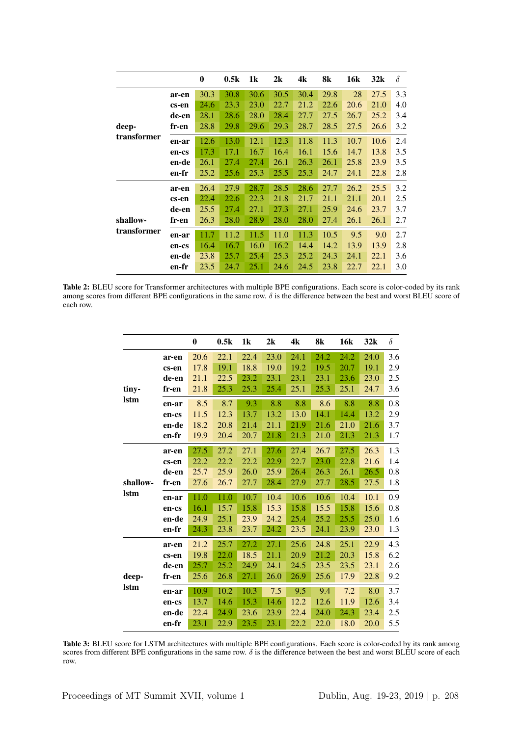| | | 0 | 0.5k | 1k | 2k | 4k | 8k | 16k | 32k | $\delta$ |
|---|---|---|---|---|---|---|---|---|---|---|
| deep-transformer | ar-en | 30.3 | 30.8 | 30.6 | 30.5 | 30.4 | 29.8 | 28 | 27.5 | 3.3 |
| | cs-en | 24.6 | 23.3 | 23.0 | 22.7 | 21.2 | 22.6 | 20.6 | 21.0 | 4.0 |
| | de-en | 28.1 | 28.6 | 28.0 | 28.4 | 27.7 | 27.5 | 26.7 | 25.2 | 3.4 |
| | fr-en | 28.8 | 29.8 | 29.6 | 29.3 | 28.7 | 28.5 | 27.5 | 26.6 | 3.2 |
| | en-ar | 12.6 | 13.0 | 12.1 | 12.3 | 11.8 | 11.3 | 10.7 | 10.6 | 2.4 |
| | en-cs | 17.3 | 17.1 | 16.7 | 16.4 | 16.1 | 15.6 | 14.7 | 13.8 | 3.5 |
| | en-de | 26.1 | 27.4 | 27.4 | 26.1 | 26.3 | 26.1 | 25.8 | 23.9 | 3.5 |
| | en-fr | 25.2 | 25.6 | 25.3 | 25.5 | 25.3 | 24.7 | 24.1 | 22.8 | 2.8 |
| shallow-transformer | ar-en | 26.4 | 27.9 | 28.7 | 28.5 | 28.6 | 27.7 | 26.2 | 25.5 | 3.2 |
| | cs-en | 22.4 | 22.6 | 22.3 | 21.8 | 21.7 | 21.1 | 21.1 | 20.1 | 2.5 |
| | de-en | 25.5 | 27.4 | 27.1 | 27.3 | 27.1 | 25.9 | 24.6 | 23.7 | 3.7 |
| | fr-en | 26.3 | 28.0 | 28.9 | 28.0 | 28.0 | 27.4 | 26.1 | 26.1 | 2.7 |
| | en-ar | 11.7 | 11.2 | 11.5 | 11.0 | 11.3 | 10.5 | 9.5 | 9.0 | 2.7 |
| | en-cs | 16.4 | 16.7 | 16.0 | 16.2 | 14.4 | 14.2 | 13.9 | 13.9 | 2.8 |
| | en-de | 23.8 | 25.7 | 25.4 | 25.3 | 25.2 | 24.3 | 24.1 | 22.1 | 3.6 |
| | en-fr | 23.5 | 24.7 | 25.1 | 24.6 | 24.5 | 23.8 | 22.7 | 22.1 | 3.0 |

**Table 2:** BLEU score for Transformer architectures with multiple BPE configurations. Each score is color-coded by its rank among scores from different BPE configurations in the same row. $\delta$ is the difference between the best and worst BLEU score of each row.

| | | 0 | 0.5k | 1k | 2k | 4k | 8k | 16k | 32k | $\delta$ |
|---|---|---|---|---|---|---|---|---|---|---|
| tiny-lstm | ar-en | 20.6 | 22.1 | 22.4 | 23.0 | 24.1 | 24.2 | 24.2 | 24.0 | 3.6 |
| | cs-en | 17.8 | 19.1 | 18.8 | 19.0 | 19.2 | 19.5 | 20.7 | 19.1 | 2.9 |
| | de-en | 21.1 | 22.5 | 23.2 | 23.1 | 23.1 | 23.1 | 23.6 | 23.0 | 2.5 |
| | fr-en | 21.8 | 25.3 | 25.3 | 25.4 | 25.1 | 25.3 | 25.1 | 24.7 | 3.6 |
| | en-ar | 8.5 | 8.7 | 9.3 | 8.8 | 8.8 | 8.6 | 8.8 | 8.8 | 0.8 |
| | en-cs | 11.5 | 12.3 | 13.7 | 13.2 | 13.0 | 14.1 | 14.4 | 13.2 | 2.9 |
| | en-de | 18.2 | 20.8 | 21.4 | 21.1 | 21.9 | 21.6 | 21.0 | 21.6 | 3.7 |
| | en-fr | 19.9 | 20.4 | 20.7 | 21.8 | 21.3 | 21.0 | 21.3 | 21.3 | 1.7 |
| shallow-lstm | ar-en | 27.5 | 27.2 | 27.1 | 27.6 | 27.4 | 26.7 | 27.5 | 26.3 | 1.3 |
| | cs-en | 22.2 | 22.2 | 22.2 | 22.9 | 22.7 | 23.0 | 22.8 | 21.6 | 1.4 |
| | de-en | 25.7 | 25.9 | 26.0 | 25.9 | 26.4 | 26.3 | 26.1 | 26.5 | 0.8 |
| | fr-en | 27.6 | 26.7 | 27.7 | 28.4 | 27.9 | 27.7 | 28.5 | 27.5 | 1.8 |
| | en-ar | 11.0 | 11.0 | 10.7 | 10.4 | 10.6 | 10.6 | 10.4 | 10.1 | 0.9 |
| | en-cs | 16.1 | 15.7 | 15.8 | 15.3 | 15.8 | 15.5 | 15.8 | 15.6 | 0.8 |
| | en-de | 24.9 | 25.1 | 23.9 | 24.2 | 25.4 | 25.2 | 25.5 | 25.0 | 1.6 |
| | en-fr | 24.3 | 23.8 | 23.7 | 24.2 | 23.5 | 24.1 | 23.9 | 23.0 | 1.3 |
| deep-lstm | ar-en | 21.2 | 25.7 | 27.2 | 27.1 | 25.6 | 24.8 | 25.1 | 22.9 | 4.3 |
| | cs-en | 19.8 | 22.0 | 18.5 | 21.1 | 20.9 | 21.2 | 20.3 | 15.8 | 6.2 |
| | de-en | 25.7 | 25.2 | 24.9 | 24.1 | 24.5 | 23.5 | 23.5 | 23.1 | 2.6 |
| | fr-en | 25.6 | 26.8 | 27.1 | 26.0 | 26.9 | 25.6 | 17.9 | 22.8 | 9.2 |
| | en-ar | 10.9 | 10.2 | 10.3 | 7.5 | 9.5 | 9.4 | 7.2 | 8.0 | 3.7 |
| | en-cs | 13.7 | 14.6 | 15.3 | 14.6 | 12.2 | 12.6 | 11.9 | 12.6 | 3.4 |
| | en-de | 22.4 | 24.9 | 23.6 | 23.9 | 22.4 | 24.0 | 24.3 | 23.4 | 2.5 |
| | en-fr | 23.1 | 22.9 | 23.5 | 23.1 | 22.2 | 22.0 | 18.0 | 20.0 | 5.5 |

**Table 3:** BLEU score for LSTM architectures with multiple BPE configurations. Each score is color-coded by its rank among scores from different BPE configurations in the same row. $\delta$ is the difference between the best and worst BLEU score of each row.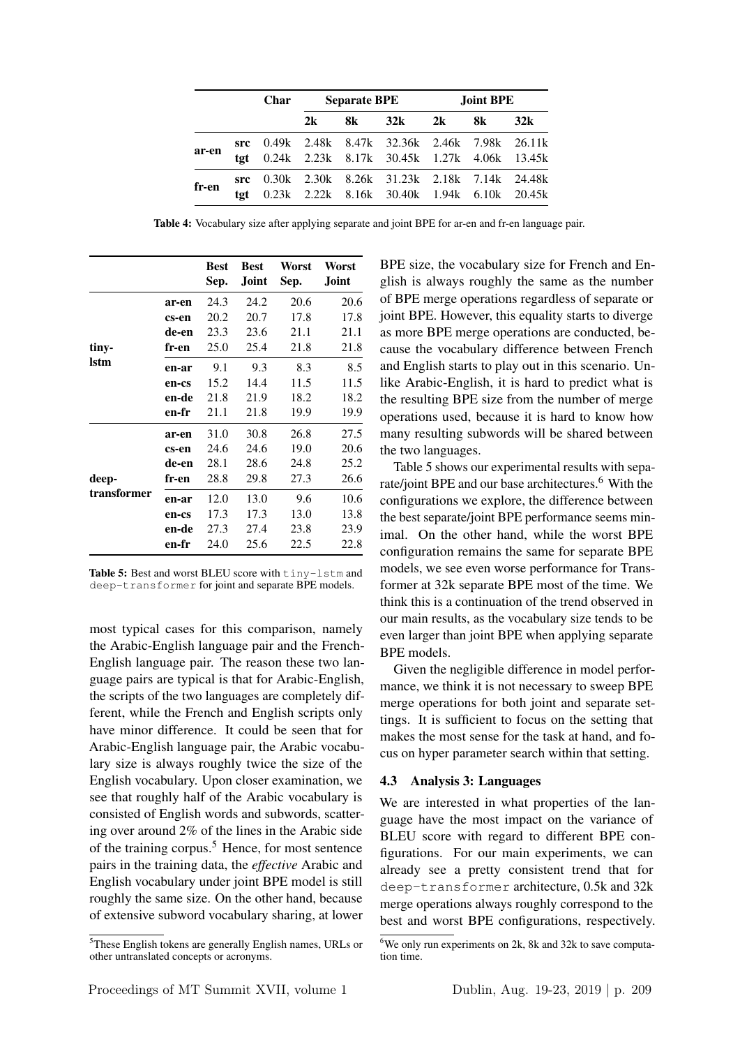|  |  | Char | Separate BPE |  |  | Joint BPE |  |  |
|---|---|---|---|---|---|---|---|---|
|  |  |  | 2k | 8k | 32k | 2k | 8k | 32k |
| ar-en | src | 0.49k | 2.48k | 8.47k | 32.36k | 2.46k | 7.98k | 26.11k |
|  | tgt | 0.24k | 2.23k | 8.17k | 30.45k | 1.27k | 4.06k | 13.45k |
| fr-en | src | 0.30k | 2.30k | 8.26k | 31.23k | 2.18k | 7.14k | 24.48k |
|  | tgt | 0.23k | 2.22k | 8.16k | 30.40k | 1.94k | 6.10k | 20.45k |

**Table 4:** Vocabulary size after applying separate and joint BPE for ar-en and fr-en language pair.

|  |  | Best Sep. | Best Joint | Worst Sep. | Worst Joint |
|---|---|---|---|---|---|
| tiny-lstm | ar-en | 24.3 | 24.2 | 20.6 | 20.6 |
|  | cs-en | 20.2 | 20.7 | 17.8 | 17.8 |
|  | de-en | 23.3 | 23.6 | 21.1 | 21.1 |
|  | fr-en | 25.0 | 25.4 | 21.8 | 21.8 |
|  | en-ar | 9.1 | 9.3 | 8.3 | 8.5 |
|  | en-cs | 15.2 | 14.4 | 11.5 | 11.5 |
|  | en-de | 21.8 | 21.9 | 18.2 | 18.2 |
|  | en-fr | 21.1 | 21.8 | 19.9 | 19.9 |
| deep-transformer | ar-en | 31.0 | 30.8 | 26.8 | 27.5 |
|  | cs-en | 24.6 | 24.6 | 19.0 | 20.6 |
|  | de-en | 28.1 | 28.6 | 24.8 | 25.2 |
|  | fr-en | 28.8 | 29.8 | 27.3 | 26.6 |
|  | en-ar | 12.0 | 13.0 | 9.6 | 10.6 |
|  | en-cs | 17.3 | 17.3 | 13.0 | 13.8 |
|  | en-de | 27.3 | 27.4 | 23.8 | 23.9 |
|  | en-fr | 24.0 | 25.6 | 22.5 | 22.8 |

**Table 5:** Best and worst BLEU score with `tiny-lstm` and `deep-transformer` for joint and separate BPE models.

most typical cases for this comparison, namely the Arabic-English language pair and the French-English language pair. The reason these two language pairs are typical is that for Arabic-English, the scripts of the two languages are completely different, while the French and English scripts only have minor difference. It could be seen that for Arabic-English language pair, the Arabic vocabulary size is always roughly twice the size of the English vocabulary. Upon closer examination, we see that roughly half of the Arabic vocabulary is consisted of English words and subwords, scattering over around 2% of the lines in the Arabic side of the training corpus.[5] Hence, for most sentence pairs in the training data, the *effective* Arabic and English vocabulary under joint BPE model is still roughly the same size. On the other hand, because of extensive subword vocabulary sharing, at lower BPE size, the vocabulary size for French and English is always roughly the same as the number of BPE merge operations regardless of separate or joint BPE. However, this equality starts to diverge as more BPE merge operations are conducted, because the vocabulary difference between French and English starts to play out in this scenario. Unlike Arabic-English, it is hard to predict what is the resulting BPE size from the number of merge operations used, because it is hard to know how many resulting subwords will be shared between the two languages.

Table 5 shows our experimental results with separate/joint BPE and our base architectures.[6] With the configurations we explore, the difference between the best separate/joint BPE performance seems minimal. On the other hand, while the worst BPE configuration remains the same for separate BPE models, we see even worse performance for Transformer at 32k separate BPE most of the time. We think this is a continuation of the trend observed in our main results, as the vocabulary size tends to be even larger than joint BPE when applying separate BPE models.

Given the negligible difference in model performance, we think it is not necessary to sweep BPE merge operations for both joint and separate settings. It is sufficient to focus on the setting that makes the most sense for the task at hand, and focus on hyper parameter search within that setting.

### 4.3 Analysis 3: Languages

We are interested in what properties of the language have the most impact on the variance of BLEU score with regard to different BPE configurations. For our main experiments, we can already see a pretty consistent trend that for `deep-transformer` architecture, 0.5k and 32k merge operations always roughly correspond to the best and worst BPE configurations, respectively.

[5] These English tokens are generally English names, URLs or other untranslated concepts or acronyms.

[6] We only run experiments on 2k, 8k and 32k to save computation time.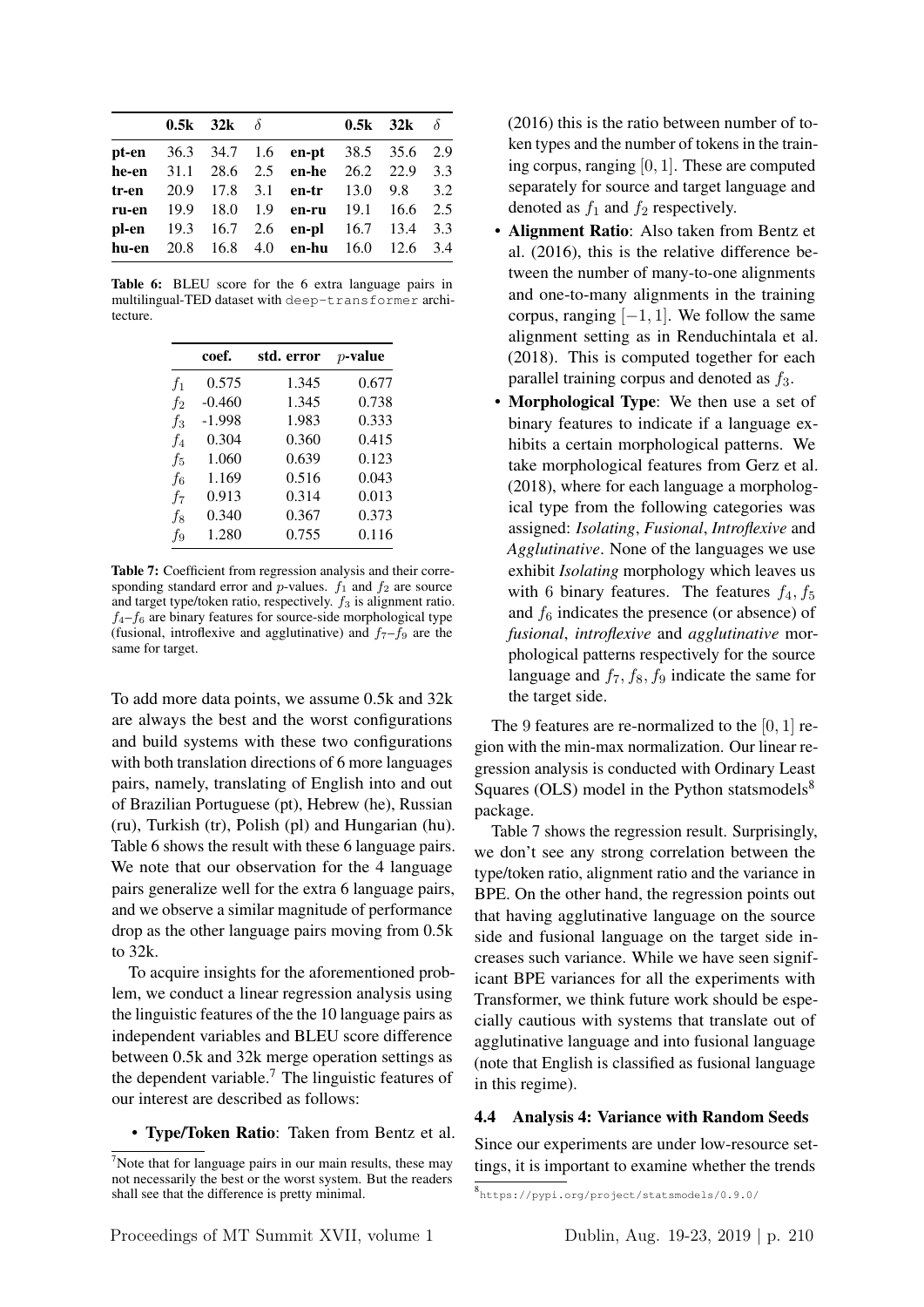|  | 0.5k | 32k | $\delta$ |  | 0.5k | 32k | $\delta$ |
|---|---|---|---|---|---|---|---|
| **pt-en** | 36.3 | 34.7 | 1.6 | **en-pt** | 38.5 | 35.6 | 2.9 |
| **he-en** | 31.1 | 28.6 | 2.5 | **en-he** | 26.2 | 22.9 | 3.3 |
| **tr-en** | 20.9 | 17.8 | 3.1 | **en-tr** | 13.0 | 9.8 | 3.2 |
| **ru-en** | 19.9 | 18.0 | 1.9 | **en-ru** | 19.1 | 16.6 | 2.5 |
| **pl-en** | 19.3 | 16.7 | 2.6 | **en-pl** | 16.7 | 13.4 | 3.3 |
| **hu-en** | 20.8 | 16.8 | 4.0 | **en-hu** | 16.0 | 12.6 | 3.4 |

**Table 6:** BLEU score for the 6 extra language pairs in multilingual-TED dataset with `deep-transformer` architecture.

|  | coef. | std. error | $p$-value |
|---|---|---|---|
| $f_1$ | 0.575 | 1.345 | 0.677 |
| $f_2$ | -0.460 | 1.345 | 0.738 |
| $f_3$ | -1.998 | 1.983 | 0.333 |
| $f_4$ | 0.304 | 0.360 | 0.415 |
| $f_5$ | 1.060 | 0.639 | 0.123 |
| $f_6$ | 1.169 | 0.516 | 0.043 |
| $f_7$ | 0.913 | 0.314 | 0.013 |
| $f_8$ | 0.340 | 0.367 | 0.373 |
| $f_9$ | 1.280 | 0.755 | 0.116 |

**Table 7:** Coefficient from regression analysis and their corresponding standard error and $p$-values. $f_1$ and $f_2$ are source and target type/token ratio, respectively. $f_3$ is alignment ratio. $f_4$–$f_6$ are binary features for source-side morphological type (fusional, introflexive and agglutinative) and $f_7$–$f_9$ are the same for target.

To add more data points, we assume 0.5k and 32k are always the best and the worst configurations and build systems with these two configurations with both translation directions of 6 more languages pairs, namely, translating of English into and out of Brazilian Portuguese (pt), Hebrew (he), Russian (ru), Turkish (tr), Polish (pl) and Hungarian (hu). Table 6 shows the result with these 6 language pairs. We note that our observation for the 4 language pairs generalize well for the extra 6 language pairs, and we observe a similar magnitude of performance drop as the other language pairs moving from 0.5k to 32k.

To acquire insights for the aforementioned problem, we conduct a linear regression analysis using the linguistic features of the the 10 language pairs as independent variables and BLEU score difference between 0.5k and 32k merge operation settings as the dependent variable.[7] The linguistic features of our interest are described as follows:

- **Type/Token Ratio**: Taken from Bentz et al. (2016) this is the ratio between number of token types and the number of tokens in the training corpus, ranging $[0, 1]$. These are computed separately for source and target language and denoted as $f_1$ and $f_2$ respectively.
- **Alignment Ratio**: Also taken from Bentz et al. (2016), this is the relative difference between the number of many-to-one alignments and one-to-many alignments in the training corpus, ranging $[-1, 1]$. We follow the same alignment setting as in Renduchintala et al. (2018). This is computed together for each parallel training corpus and denoted as $f_3$.
- **Morphological Type**: We then use a set of binary features to indicate if a language exhibits a certain morphological patterns. We take morphological features from Gerz et al. (2018), where for each language a morphological type from the following categories was assigned: *Isolating*, *Fusional*, *Introflexive* and *Agglutinative*. None of the languages we use exhibit *Isolating* morphology which leaves us with 6 binary features. The features $f_4$, $f_5$ and $f_6$ indicates the presence (or absence) of *fusional*, *introflexive* and *agglutinative* morphological patterns respectively for the source language and $f_7$, $f_8$, $f_9$ indicate the same for the target side.

The 9 features are re-normalized to the $[0, 1]$ region with the min-max normalization. Our linear regression analysis is conducted with Ordinary Least Squares (OLS) model in the Python statsmodels[8] package.

Table 7 shows the regression result. Surprisingly, we don't see any strong correlation between the type/token ratio, alignment ratio and the variance in BPE. On the other hand, the regression points out that having agglutinative language on the source side and fusional language on the target side increases such variance. While we have seen significant BPE variances for all the experiments with Transformer, we think future work should be especially cautious with systems that translate out of agglutinative language and into fusional language (note that English is classified as fusional language in this regime).

### 4.4 Analysis 4: Variance with Random Seeds

Since our experiments are under low-resource settings, it is important to examine whether the trends

[7] Note that for language pairs in our main results, these may not necessarily the best or the worst system. But the readers shall see that the difference is pretty minimal.

[8] https://pypi.org/project/statsmodels/0.9.0/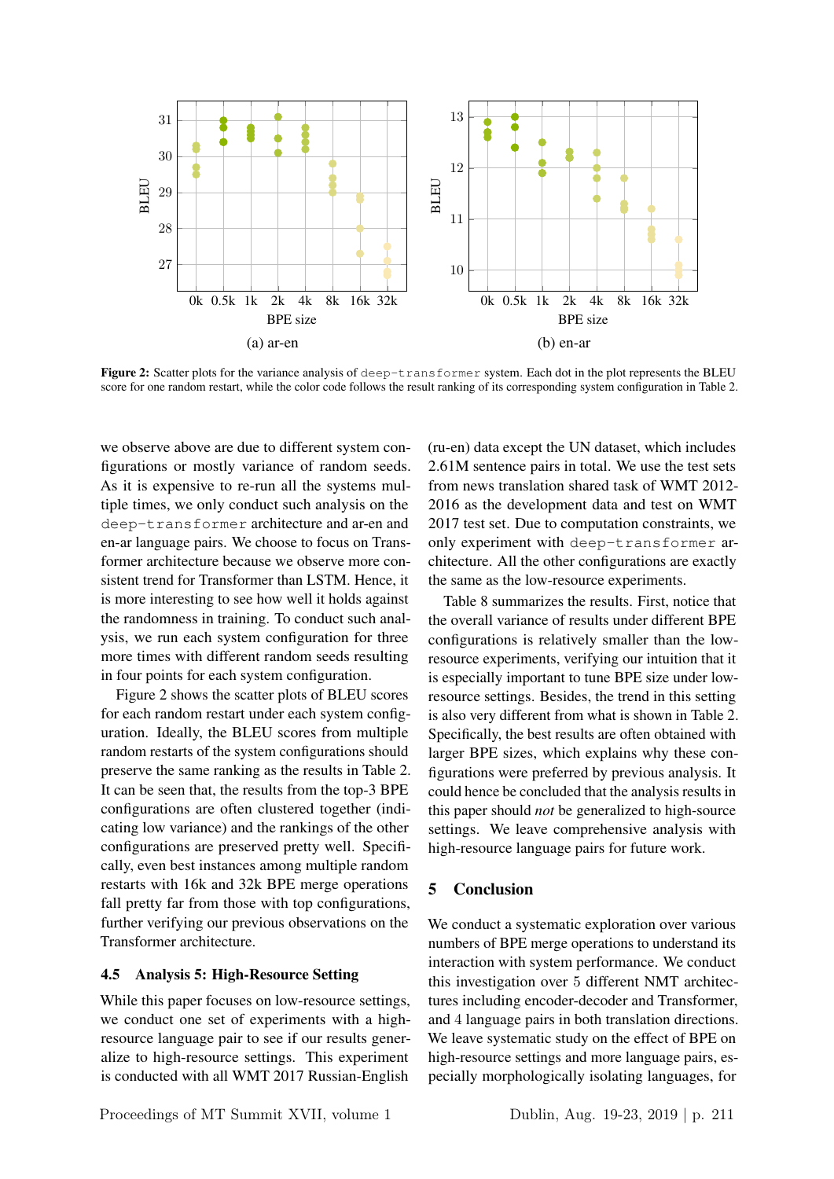(a) ar-en

(b) en-ar

**Figure 2:** Scatter plots for the variance analysis of `deep-transformer` system. Each dot in the plot represents the BLEU score for one random restart, while the color code follows the result ranking of its corresponding system configuration in Table 2.

we observe above are due to different system configurations or mostly variance of random seeds. As it is expensive to re-run all the systems multiple times, we only conduct such analysis on the `deep-transformer` architecture and ar-en and en-ar language pairs. We choose to focus on Transformer architecture because we observe more consistent trend for Transformer than LSTM. Hence, it is more interesting to see how well it holds against the randomness in training. To conduct such analysis, we run each system configuration for three more times with different random seeds resulting in four points for each system configuration.

Figure 2 shows the scatter plots of BLEU scores for each random restart under each system configuration. Ideally, the BLEU scores from multiple random restarts of the system configurations should preserve the same ranking as the results in Table 2. It can be seen that, the results from the top-3 BPE configurations are often clustered together (indicating low variance) and the rankings of the other configurations are preserved pretty well. Specifically, even best instances among multiple random restarts with 16k and 32k BPE merge operations fall pretty far from those with top configurations, further verifying our previous observations on the Transformer architecture.

### 4.5 Analysis 5: High-Resource Setting

While this paper focuses on low-resource settings, we conduct one set of experiments with a high-resource language pair to see if our results generalize to high-resource settings. This experiment is conducted with all WMT 2017 Russian-English (ru-en) data except the UN dataset, which includes 2.61M sentence pairs in total. We use the test sets from news translation shared task of WMT 2012-2016 as the development data and test on WMT 2017 test set. Due to computation constraints, we only experiment with `deep-transformer` architecture. All the other configurations are exactly the same as the low-resource experiments.

Table 8 summarizes the results. First, notice that the overall variance of results under different BPE configurations is relatively smaller than the low-resource experiments, verifying our intuition that it is especially important to tune BPE size under low-resource settings. Besides, the trend in this setting is also very different from what is shown in Table 2. Specifically, the best results are often obtained with larger BPE sizes, which explains why these configurations were preferred by previous analysis. It could hence be concluded that the analysis results in this paper should *not* be generalized to high-source settings. We leave comprehensive analysis with high-resource language pairs for future work.

## 5 Conclusion

We conduct a systematic exploration over various numbers of BPE merge operations to understand its interaction with system performance. We conduct this investigation over 5 different NMT architectures including encoder-decoder and Transformer, and 4 language pairs in both translation directions. We leave systematic study on the effect of BPE on high-resource settings and more language pairs, especially morphologically isolating languages, for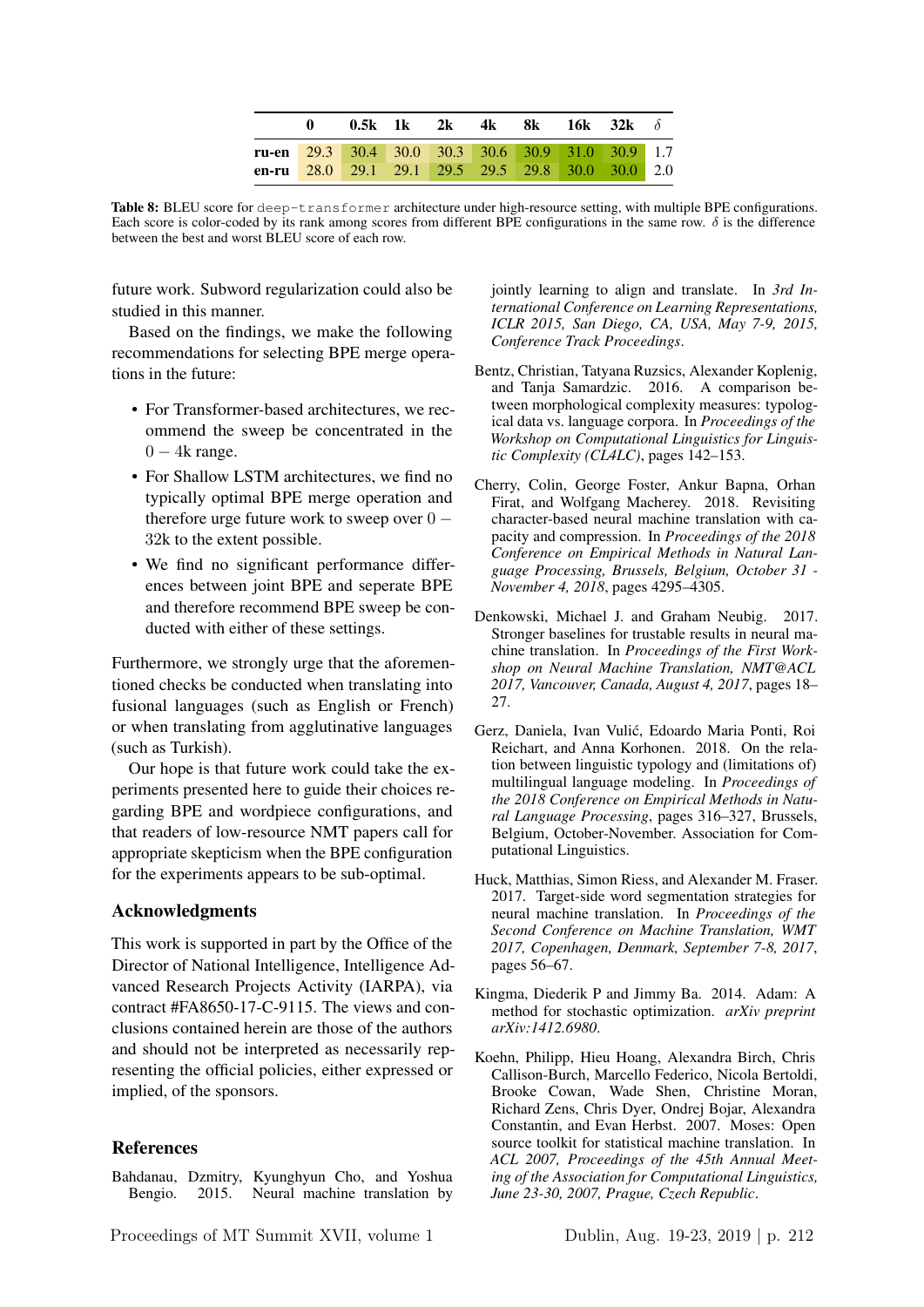| | 0 | 0.5k | 1k | 2k | 4k | 8k | 16k | 32k | $\delta$ |
|---|---|---|---|---|---|---|---|---|---|
| **ru-en** | 29.3 | 30.4 | 30.0 | 30.3 | 30.6 | 30.9 | 31.0 | 30.9 | 1.7 |
| **en-ru** | 28.0 | 29.1 | 29.1 | 29.5 | 29.5 | 29.8 | 30.0 | 30.0 | 2.0 |

**Table 8:** BLEU score for `deep-transformer` architecture under high-resource setting, with multiple BPE configurations. Each score is color-coded by its rank among scores from different BPE configurations in the same row. $\delta$ is the difference between the best and worst BLEU score of each row.

future work. Subword regularization could also be studied in this manner.

Based on the findings, we make the following recommendations for selecting BPE merge operations in the future:

- For Transformer-based architectures, we recommend the sweep be concentrated in the $0-4$k range.
- For Shallow LSTM architectures, we find no typically optimal BPE merge operation and therefore urge future work to sweep over $0-32$k to the extent possible.
- We find no significant performance differences between joint BPE and seperate BPE and therefore recommend BPE sweep be conducted with either of these settings.

Furthermore, we strongly urge that the aforementioned checks be conducted when translating into fusional languages (such as English or French) or when translating from agglutinative languages (such as Turkish).

Our hope is that future work could take the experiments presented here to guide their choices regarding BPE and wordpiece configurations, and that readers of low-resource NMT papers call for appropriate skepticism when the BPE configuration for the experiments appears to be sub-optimal.

## Acknowledgments

This work is supported in part by the Office of the Director of National Intelligence, Intelligence Advanced Research Projects Activity (IARPA), via contract #FA8650-17-C-9115. The views and conclusions contained herein are those of the authors and should not be interpreted as necessarily representing the official policies, either expressed or implied, of the sponsors.

## References

Bahdanau, Dzmitry, Kyunghyun Cho, and Yoshua Bengio. 2015. Neural machine translation by jointly learning to align and translate. In *3rd International Conference on Learning Representations, ICLR 2015, San Diego, CA, USA, May 7-9, 2015, Conference Track Proceedings*.

Bentz, Christian, Tatyana Ruzsics, Alexander Koplenig, and Tanja Samardzic. 2016. A comparison between morphological complexity measures: typological data vs. language corpora. In *Proceedings of the Workshop on Computational Linguistics for Linguistic Complexity (CL4LC)*, pages 142–153.

Cherry, Colin, George Foster, Ankur Bapna, Orhan Firat, and Wolfgang Macherey. 2018. Revisiting character-based neural machine translation with capacity and compression. In *Proceedings of the 2018 Conference on Empirical Methods in Natural Language Processing, Brussels, Belgium, October 31 - November 4, 2018*, pages 4295–4305.

Denkowski, Michael J. and Graham Neubig. 2017. Stronger baselines for trustable results in neural machine translation. In *Proceedings of the First Workshop on Neural Machine Translation, NMT@ACL 2017, Vancouver, Canada, August 4, 2017*, pages 18–27.

Gerz, Daniela, Ivan Vulić, Edoardo Maria Ponti, Roi Reichart, and Anna Korhonen. 2018. On the relation between linguistic typology and (limitations of) multilingual language modeling. In *Proceedings of the 2018 Conference on Empirical Methods in Natural Language Processing*, pages 316–327, Brussels, Belgium, October-November. Association for Computational Linguistics.

Huck, Matthias, Simon Riess, and Alexander M. Fraser. 2017. Target-side word segmentation strategies for neural machine translation. In *Proceedings of the Second Conference on Machine Translation, WMT 2017, Copenhagen, Denmark, September 7-8, 2017*, pages 56–67.

Kingma, Diederik P and Jimmy Ba. 2014. Adam: A method for stochastic optimization. *arXiv preprint arXiv:1412.6980*.

Koehn, Philipp, Hieu Hoang, Alexandra Birch, Chris Callison-Burch, Marcello Federico, Nicola Bertoldi, Brooke Cowan, Wade Shen, Christine Moran, Richard Zens, Chris Dyer, Ondrej Bojar, Alexandra Constantin, and Evan Herbst. 2007. Moses: Open source toolkit for statistical machine translation. In *ACL 2007, Proceedings of the 45th Annual Meeting of the Association for Computational Linguistics, June 23-30, 2007, Prague, Czech Republic*.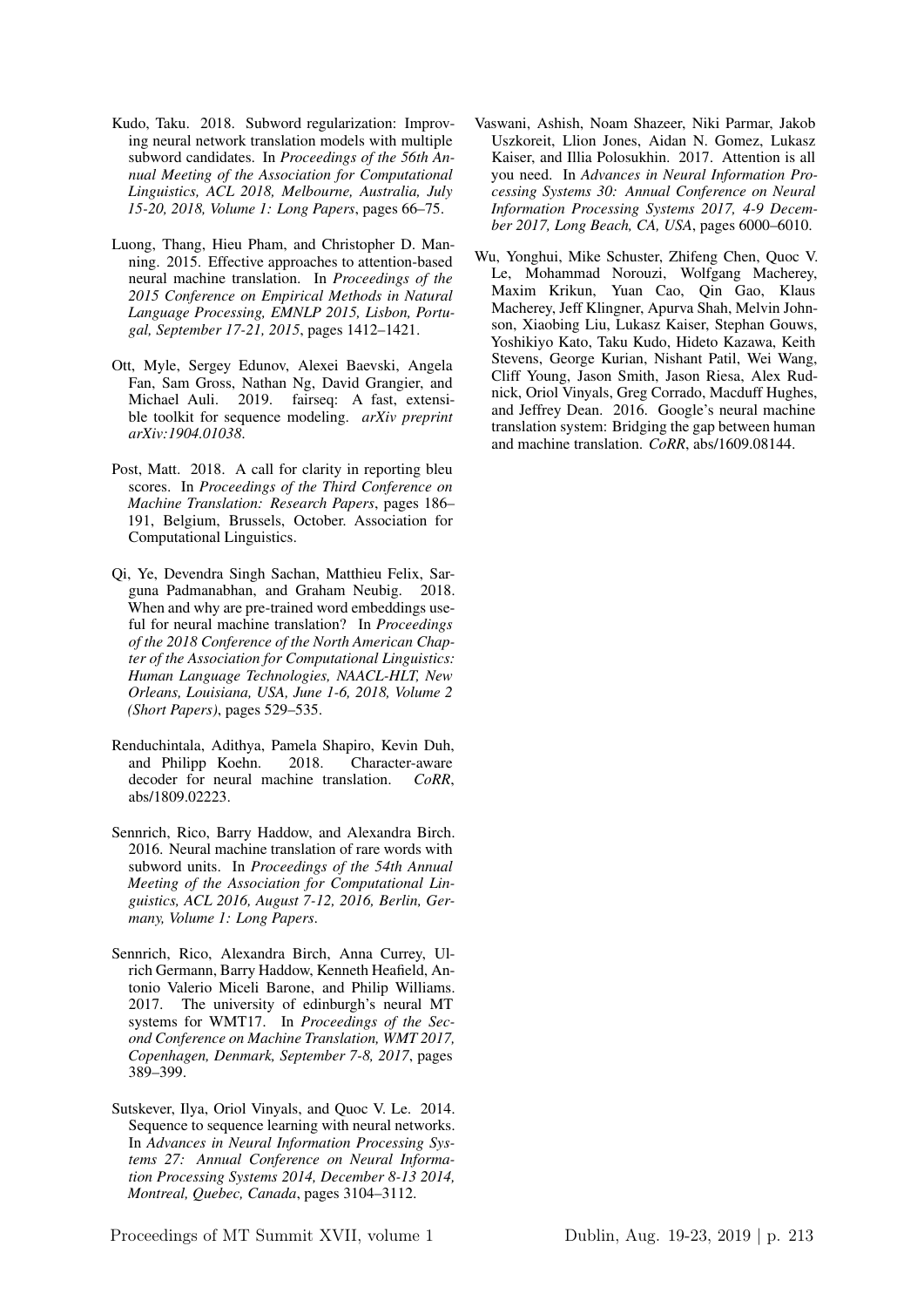Kudo, Taku. 2018. Subword regularization: Improving neural network translation models with multiple subword candidates. In *Proceedings of the 56th Annual Meeting of the Association for Computational Linguistics, ACL 2018, Melbourne, Australia, July 15-20, 2018, Volume 1: Long Papers*, pages 66–75.

Luong, Thang, Hieu Pham, and Christopher D. Manning. 2015. Effective approaches to attention-based neural machine translation. In *Proceedings of the 2015 Conference on Empirical Methods in Natural Language Processing, EMNLP 2015, Lisbon, Portugal, September 17-21, 2015*, pages 1412–1421.

Ott, Myle, Sergey Edunov, Alexei Baevski, Angela Fan, Sam Gross, Nathan Ng, David Grangier, and Michael Auli. 2019. fairseq: A fast, extensible toolkit for sequence modeling. *arXiv preprint arXiv:1904.01038*.

Post, Matt. 2018. A call for clarity in reporting bleu scores. In *Proceedings of the Third Conference on Machine Translation: Research Papers*, pages 186–191, Belgium, Brussels, October. Association for Computational Linguistics.

Qi, Ye, Devendra Singh Sachan, Matthieu Felix, Sarguna Padmanabhan, and Graham Neubig. 2018. When and why are pre-trained word embeddings useful for neural machine translation? In *Proceedings of the 2018 Conference of the North American Chapter of the Association for Computational Linguistics: Human Language Technologies, NAACL-HLT, New Orleans, Louisiana, USA, June 1-6, 2018, Volume 2 (Short Papers)*, pages 529–535.

Renduchintala, Adithya, Pamela Shapiro, Kevin Duh, and Philipp Koehn. 2018. Character-aware decoder for neural machine translation. *CoRR*, abs/1809.02223.

Sennrich, Rico, Barry Haddow, and Alexandra Birch. 2016. Neural machine translation of rare words with subword units. In *Proceedings of the 54th Annual Meeting of the Association for Computational Linguistics, ACL 2016, August 7-12, 2016, Berlin, Germany, Volume 1: Long Papers*.

Sennrich, Rico, Alexandra Birch, Anna Currey, Ulrich Germann, Barry Haddow, Kenneth Heafield, Antonio Valerio Miceli Barone, and Philip Williams. 2017. The university of edinburgh's neural MT systems for WMT17. In *Proceedings of the Second Conference on Machine Translation, WMT 2017, Copenhagen, Denmark, September 7-8, 2017*, pages 389–399.

Sutskever, Ilya, Oriol Vinyals, and Quoc V. Le. 2014. Sequence to sequence learning with neural networks. In *Advances in Neural Information Processing Systems 27: Annual Conference on Neural Information Processing Systems 2014, December 8-13 2014, Montreal, Quebec, Canada*, pages 3104–3112.

Vaswani, Ashish, Noam Shazeer, Niki Parmar, Jakob Uszkoreit, Llion Jones, Aidan N. Gomez, Lukasz Kaiser, and Illia Polosukhin. 2017. Attention is all you need. In *Advances in Neural Information Processing Systems 30: Annual Conference on Neural Information Processing Systems 2017, 4-9 December 2017, Long Beach, CA, USA*, pages 6000–6010.

Wu, Yonghui, Mike Schuster, Zhifeng Chen, Quoc V. Le, Mohammad Norouzi, Wolfgang Macherey, Maxim Krikun, Yuan Cao, Qin Gao, Klaus Macherey, Jeff Klingner, Apurva Shah, Melvin Johnson, Xiaobing Liu, Lukasz Kaiser, Stephan Gouws, Yoshikiyo Kato, Taku Kudo, Hideto Kazawa, Keith Stevens, George Kurian, Nishant Patil, Wei Wang, Cliff Young, Jason Smith, Jason Riesa, Alex Rudnick, Oriol Vinyals, Greg Corrado, Macduff Hughes, and Jeffrey Dean. 2016. Google's neural machine translation system: Bridging the gap between human and machine translation. *CoRR*, abs/1609.08144.